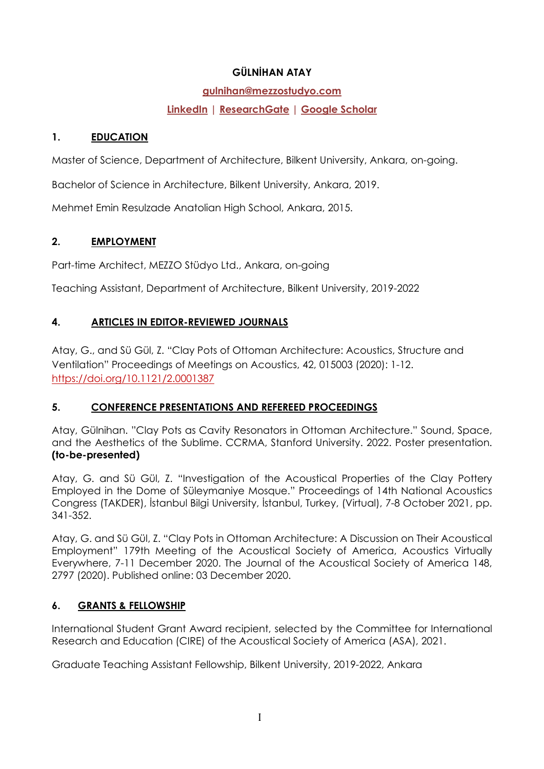# GÜLNİHAN ATAY

gulnihan@mezzostudyo.com

LinkedIn | ResearchGate | Google Scholar

## 1. EDUCATION

Master of Science, Department of Architecture, Bilkent University, Ankara, on-going.

Bachelor of Science in Architecture, Bilkent University, Ankara, 2019.

Mehmet Emin Resulzade Anatolian High School, Ankara, 2015.

## 2. EMPLOYMENT

Part-time Architect, MEZZO Stüdyo Ltd., Ankara, on-going

Teaching Assistant, Department of Architecture, Bilkent University, 2019-2022

## 4. ARTICLES IN EDITOR-REVIEWED JOURNALS

Atay, G., and Sü Gül, Z. "Clay Pots of Ottoman Architecture: Acoustics, Structure and Ventilation" Proceedings of Meetings on Acoustics, 42, 015003 (2020): 1-12. https://doi.org/10.1121/2.0001387

## 5. CONFERENCE PRESENTATIONS AND REFEREED PROCEEDINGS

Atay, Gülnihan. "Clay Pots as Cavity Resonators in Ottoman Architecture." Sound, Space, and the Aesthetics of the Sublime. CCRMA, Stanford University. 2022. Poster presentation. **(to-be-presented)**

Atay, G. and Sü Gül, Z. "Investigation of the Acoustical Properties of the Clay Pottery Employed in the Dome of Süleymaniye Mosque." Proceedings of 14th National Acoustics Congress (TAKDER), İstanbul Bilgi University, İstanbul, Turkey, (Virtual), 7-8 October 2021, pp. 341-352.

Atay, G. and Sü Gül, Z. "Clay Pots in Ottoman Architecture: A Discussion on Their Acoustical Employment" 179th Meeting of the Acoustical Society of America, Acoustics Virtually Everywhere, 7-11 December 2020. The Journal of the Acoustical Society of America 148, 2797 (2020). Published online: 03 December 2020.

## 6. GRANTS & FELLOWSHIP

International Student Grant Award recipient, selected by the Committee for International Research and Education (CIRE) of the Acoustical Society of America (ASA), 2021.

Graduate Teaching Assistant Fellowship, Bilkent University, 2019-2022, Ankara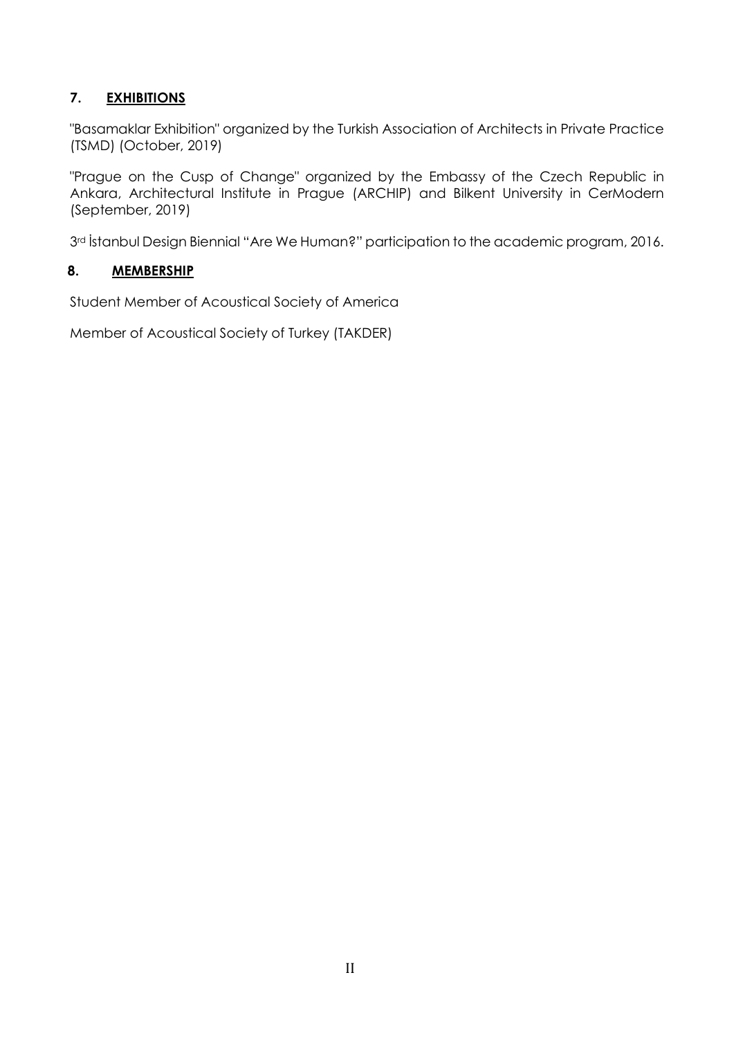## 7. EXHIBITIONS

"Basamaklar Exhibition" organized by the Turkish Association of Architects in Private Practice (TSMD) (October, 2019)

"Prague on the Cusp of Change" organized by the Embassy of the Czech Republic in Ankara, Architectural Institute in Prague (ARCHIP) and Bilkent University in CerModern (September, 2019)

3rd İstanbul Design Biennial "Are We Human?" participation to the academic program, 2016.

## 8. MEMBERSHIP

Student Member of Acoustical Society of America

Member of Acoustical Society of Turkey (TAKDER)